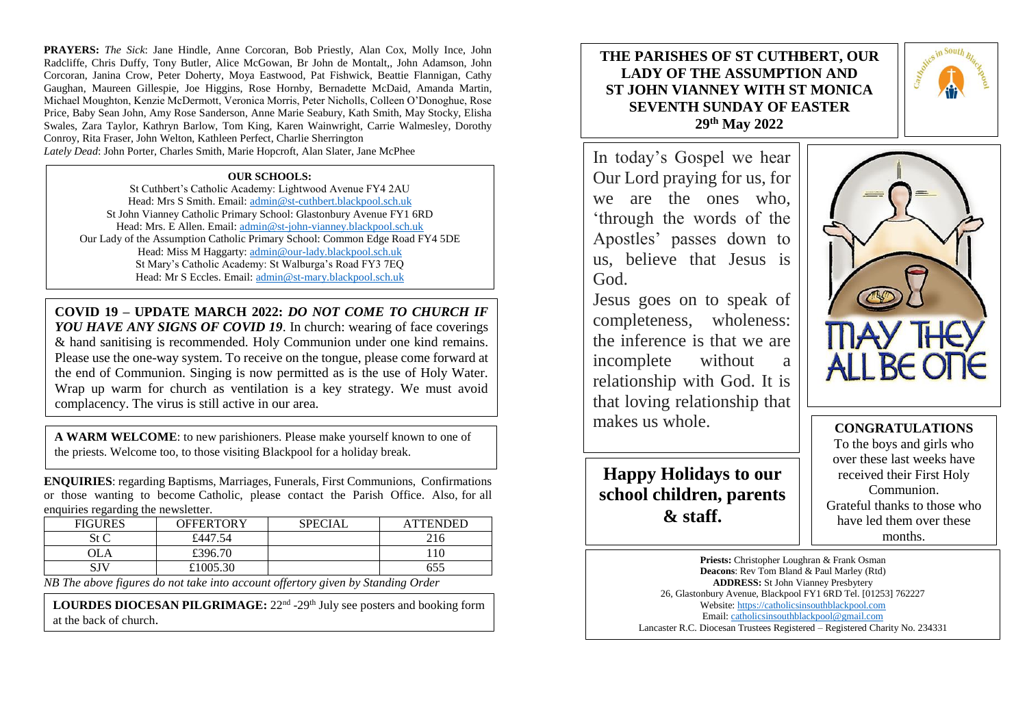**PRAYERS:** *The Sick*: Jane Hindle, Anne Corcoran, Bob Priestly, Alan Cox, Molly Ince, John Radcliffe, Chris Duffy, Tony Butler, Alice McGowan, Br John de Montalt,, John Adamson, John Corcoran, Janina Crow, Peter Doherty, Moya Eastwood, Pat Fishwick, Beattie Flannigan, Cathy Gaughan, Maureen Gillespie, Joe Higgins, Rose Hornby, Bernadette McDaid, Amanda Martin, Michael Moughton, Kenzie McDermott, Veronica Morris, Peter Nicholls, Colleen O'Donoghue, Rose Price, Baby Sean John, Amy Rose Sanderson, Anne Marie Seabury, Kath Smith, May Stocky, Elisha Swales, Zara Taylor, Kathryn Barlow, Tom King, Karen Wainwright, Carrie Walmesley, Dorothy Conroy, Rita Fraser, John Welton, Kathleen Perfect, Charlie Sherrington

*Lately Dead*: John Porter, Charles Smith, Marie Hopcroft, Alan Slater, Jane McPhee

**OUR SCHOOLS:**

St Cuthbert's Catholic Academy: Lightwood Avenue FY4 2AU
Head: Mrs S Smith. Email: admin@st-cuthbert.blackpool.sch.uk

St John Vianney Catholic Primary School: Glastonbury Avenue FY1 6RD
Head: Mrs. E Allen. Email: admin@st-john-vianney.blackpool.sch.uk

Our Lady of the Assumption Catholic Primary School: Common Edge Road FY4 5DE
Head: Miss M Haggarty: admin@our-lady.blackpool.sch.uk

St Mary's Catholic Academy: St Walburga's Road FY3 7EQ
Head: Mr S Eccles. Email: admin@st-mary.blackpool.sch.uk

**COVID 19 – UPDATE MARCH 2022:** ***DO NOT COME TO CHURCH IF YOU HAVE ANY SIGNS OF COVID 19***. In church: wearing of face coverings & hand sanitising is recommended. Holy Communion under one kind remains. Please use the one-way system. To receive on the tongue, please come forward at the end of Communion. Singing is now permitted as is the use of Holy Water. Wrap up warm for church as ventilation is a key strategy. We must avoid complacency. The virus is still active in our area.

**A WARM WELCOME**: to new parishioners. Please make yourself known to one of the priests. Welcome too, to those visiting Blackpool for a holiday break.

**ENQUIRIES**: regarding Baptisms, Marriages, Funerals, First Communions, Confirmations or those wanting to become Catholic, please contact the Parish Office. Also, for all enquiries regarding the newsletter.

| FIGURES | OFFERTORY | SPECIAL | ATTENDED |
|---|---|---|---|
| St C | £447.54 | | 216 |
| OLA | £396.70 | | 110 |
| SJV | £1005.30 | | 655 |

*NB The above figures do not take into account offertory given by Standing Order*

**LOURDES DIOCESAN PILGRIMAGE:** 22nd -29th July see posters and booking form at the back of church.

# THE PARISHES OF ST CUTHBERT, OUR LADY OF THE ASSUMPTION AND ST JOHN VIANNEY WITH ST MONICA
## SEVENTH SUNDAY OF EASTER
## 29th May 2022

In today's Gospel we hear Our Lord praying for us, for we are the ones who, 'through the words of the Apostles' passes down to us, believe that Jesus is God.

Jesus goes on to speak of completeness, wholeness: the inference is that we are incomplete without a relationship with God. It is that loving relationship that makes us whole.

MAY THEY ALL BE ONE

## Happy Holidays to our school children, parents & staff.

**CONGRATULATIONS**

To the boys and girls who over these last weeks have received their First Holy Communion.
Grateful thanks to those who have led them over these months.

**Priests:** Christopher Loughran & Frank Osman
**Deacons**: Rev Tom Bland & Paul Marley (Rtd)
**ADDRESS:** St John Vianney Presbytery
26, Glastonbury Avenue, Blackpool FY1 6RD Tel. [01253] 762227
Website: https://catholicsinsouthblackpool.com
Email: catholicsinsouthblackpool@gmail.com
Lancaster R.C. Diocesan Trustees Registered – Registered Charity No. 234331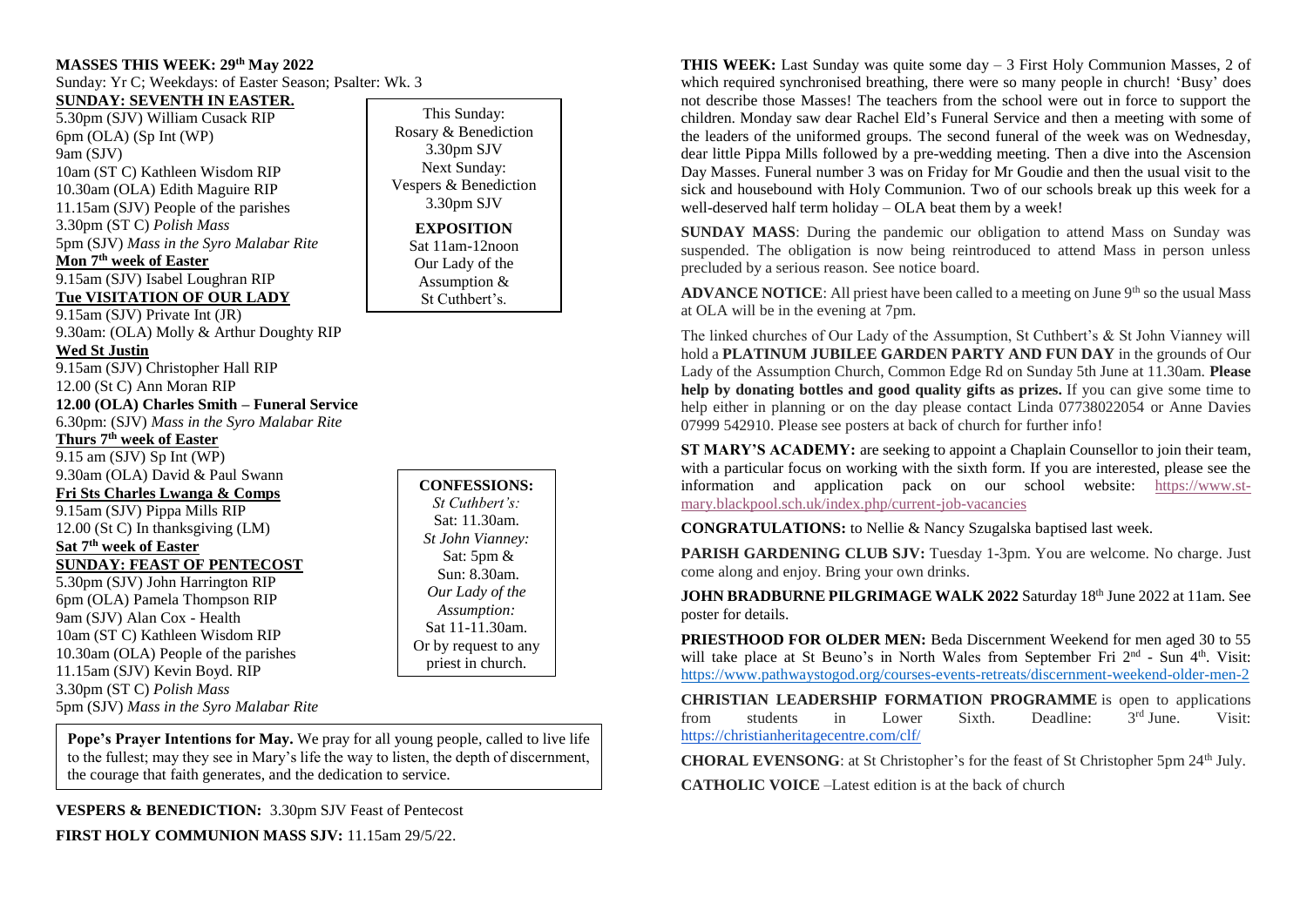**MASSES THIS WEEK: 29th May 2022**

Sunday: Yr C; Weekdays: of Easter Season; Psalter: Wk. 3

**SUNDAY: SEVENTH IN EASTER.**

5.30pm (SJV) William Cusack RIP
6pm (OLA) (Sp Int (WP)
9am (SJV)
10am (ST C) Kathleen Wisdom RIP
10.30am (OLA) Edith Maguire RIP
11.15am (SJV) People of the parishes
3.30pm (ST C) *Polish Mass*
5pm (SJV) *Mass in the Syro Malabar Rite*

**Mon 7th week of Easter**

9.15am (SJV) Isabel Loughran RIP

**Tue VISITATION OF OUR LADY**

9.15am (SJV) Private Int (JR)
9.30am: (OLA) Molly & Arthur Doughty RIP

**Wed St Justin**

9.15am (SJV) Christopher Hall RIP
12.00 (St C) Ann Moran RIP
**12.00 (OLA) Charles Smith – Funeral Service**
6.30pm: (SJV) *Mass in the Syro Malabar Rite*

**Thurs 7th week of Easter**

9.15 am (SJV) Sp Int (WP)
9.30am (OLA) David & Paul Swann

**Fri Sts Charles Lwanga & Comps**

9.15am (SJV) Pippa Mills RIP
12.00 (St C) In thanksgiving (LM)

**Sat 7th week of Easter**

**SUNDAY: FEAST OF PENTECOST**

5.30pm (SJV) John Harrington RIP
6pm (OLA) Pamela Thompson RIP
9am (SJV) Alan Cox - Health
10am (ST C) Kathleen Wisdom RIP
10.30am (OLA) People of the parishes
11.15am (SJV) Kevin Boyd. RIP
3.30pm (ST C) *Polish Mass*
5pm (SJV) *Mass in the Syro Malabar Rite*

This Sunday:
Rosary & Benediction
3.30pm SJV
Next Sunday:
Vespers & Benediction
3.30pm SJV

**EXPOSITION**
Sat 11am-12noon
Our Lady of the Assumption &
St Cuthbert's.

**CONFESSIONS:**
*St Cuthbert's:*
Sat: 11.30am.
*St John Vianney:*
Sat: 5pm &
Sun: 8.30am.
*Our Lady of the Assumption:*
Sat 11-11.30am.
Or by request to any priest in church.

**Pope's Prayer Intentions for May.** We pray for all young people, called to live life to the fullest; may they see in Mary's life the way to listen, the depth of discernment, the courage that faith generates, and the dedication to service.

**VESPERS & BENEDICTION:** 3.30pm SJV Feast of Pentecost

**FIRST HOLY COMMUNION MASS SJV:** 11.15am 29/5/22.

**THIS WEEK:** Last Sunday was quite some day – 3 First Holy Communion Masses, 2 of which required synchronised breathing, there were so many people in church! 'Busy' does not describe those Masses! The teachers from the school were out in force to support the children. Monday saw dear Rachel Eld's Funeral Service and then a meeting with some of the leaders of the uniformed groups. The second funeral of the week was on Wednesday, dear little Pippa Mills followed by a pre-wedding meeting. Then a dive into the Ascension Day Masses. Funeral number 3 was on Friday for Mr Goudie and then the usual visit to the sick and housebound with Holy Communion. Two of our schools break up this week for a well-deserved half term holiday – OLA beat them by a week!

**SUNDAY MASS**: During the pandemic our obligation to attend Mass on Sunday was suspended. The obligation is now being reintroduced to attend Mass in person unless precluded by a serious reason. See notice board.

**ADVANCE NOTICE**: All priest have been called to a meeting on June 9th so the usual Mass at OLA will be in the evening at 7pm.

The linked churches of Our Lady of the Assumption, St Cuthbert's & St John Vianney will hold a **PLATINUM JUBILEE GARDEN PARTY AND FUN DAY** in the grounds of Our Lady of the Assumption Church, Common Edge Rd on Sunday 5th June at 11.30am. **Please help by donating bottles and good quality gifts as prizes.** If you can give some time to help either in planning or on the day please contact Linda 07738022054 or Anne Davies 07999 542910. Please see posters at back of church for further info!

**ST MARY'S ACADEMY:** are seeking to appoint a Chaplain Counsellor to join their team, with a particular focus on working with the sixth form. If you are interested, please see the information and application pack on our school website: https://www.st-mary.blackpool.sch.uk/index.php/current-job-vacancies

**CONGRATULATIONS:** to Nellie & Nancy Szugalska baptised last week.

**PARISH GARDENING CLUB SJV:** Tuesday 1-3pm. You are welcome. No charge. Just come along and enjoy. Bring your own drinks.

**JOHN BRADBURNE PILGRIMAGE WALK 2022** Saturday 18th June 2022 at 11am. See poster for details.

**PRIESTHOOD FOR OLDER MEN:** Beda Discernment Weekend for men aged 30 to 55 will take place at St Beuno's in North Wales from September Fri 2nd - Sun 4th. Visit: https://www.pathwaystogod.org/courses-events-retreats/discernment-weekend-older-men-2

**CHRISTIAN LEADERSHIP FORMATION PROGRAMME** is open to applications from students in Lower Sixth. Deadline: 3rd June. Visit: https://christianheritagecentre.com/clf/

**CHORAL EVENSONG**: at St Christopher's for the feast of St Christopher 5pm 24th July.

**CATHOLIC VOICE** –Latest edition is at the back of church